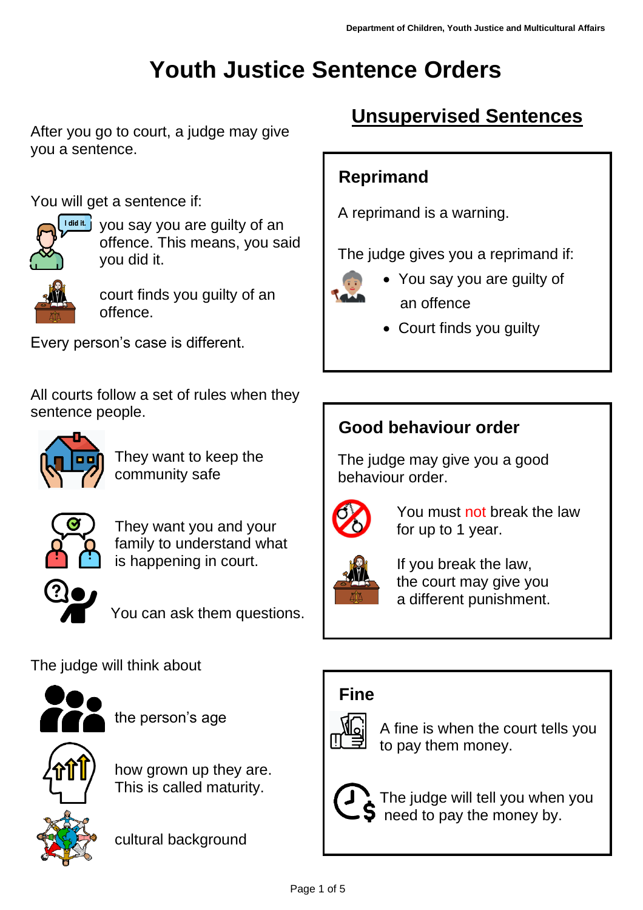# Youth Justice Sentence Orders

After you go to court, a judge may give you a sentence.

You will get a sentence if:

- you say you are guilty of an offence. This means, you said you did it.
- court finds you guilty of an offence.

Every person's case is different.

All courts follow a set of rules when they sentence people.

- They want to keep the community safe
- They want you and your family to understand what is happening in court.
- You can ask them questions.

The judge will think about

- the person's age
- how grown up they are. This is called maturity.
- cultural background

## Unsupervised Sentences

### Reprimand

A reprimand is a warning.

The judge gives you a reprimand if:

- You say you are guilty of an offence
- Court finds you guilty

### Good behaviour order

The judge may give you a good behaviour order.

You must not break the law for up to 1 year.

If you break the law, the court may give you a different punishment.

### Fine

A fine is when the court tells you to pay them money.

The judge will tell you when you need to pay the money by.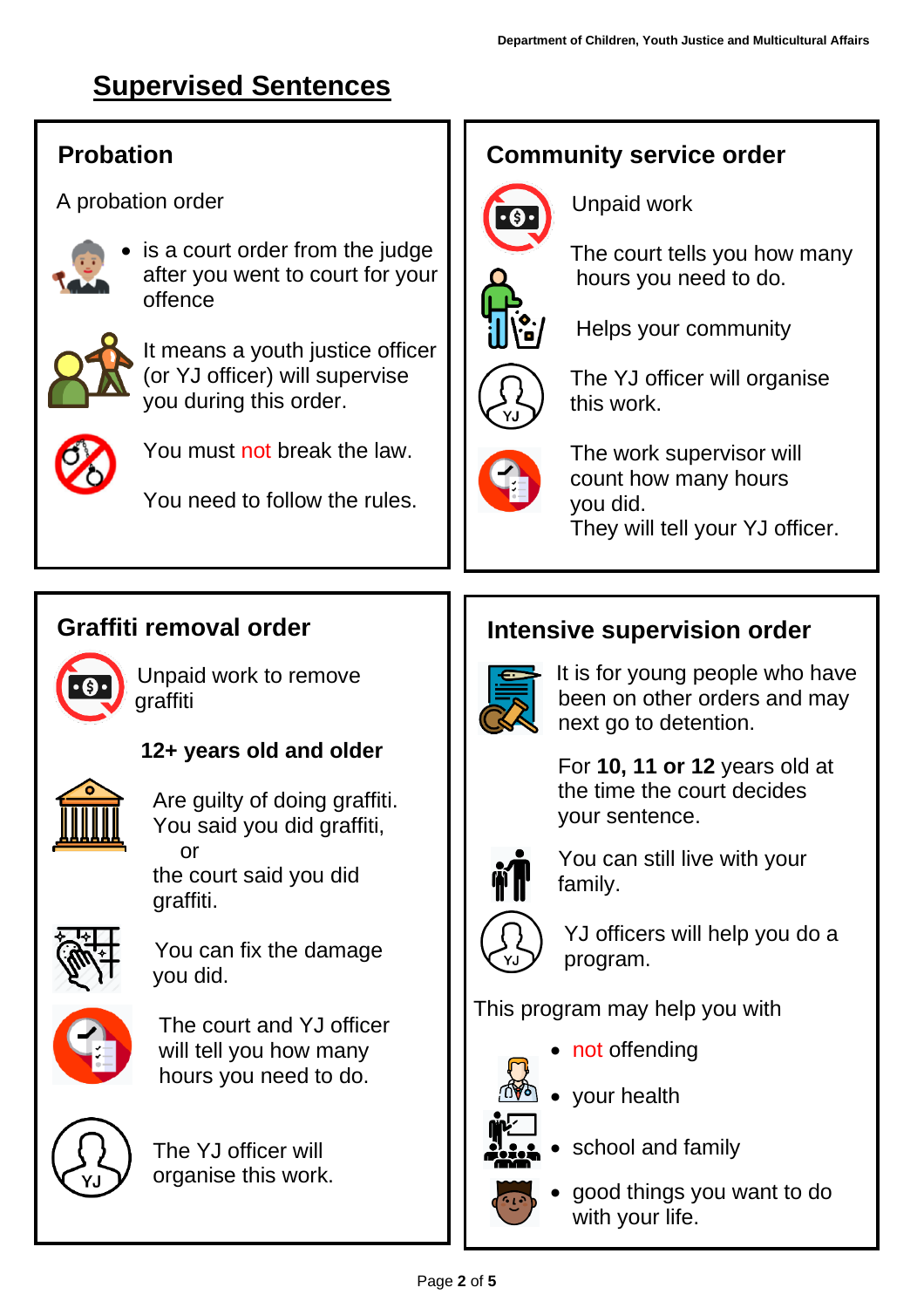# Supervised Sentences

## Probation

A probation order

- is a court order from the judge after you went to court for your offence

It means a youth justice officer (or YJ officer) will supervise you during this order.

You must not break the law.

You need to follow the rules.

## Community service order

Unpaid work

The court tells you how many hours you need to do.

Helps your community

The YJ officer will organise this work.

The work supervisor will count how many hours you did.
They will tell your YJ officer.

## Graffiti removal order

Unpaid work to remove graffiti

**12+ years old and older**

Are guilty of doing graffiti.
You said you did graffiti,
or
the court said you did graffiti.

You can fix the damage you did.

The court and YJ officer will tell you how many hours you need to do.

The YJ officer will organise this work.

## Intensive supervision order

It is for young people who have been on other orders and may next go to detention.

For **10, 11 or 12** years old at the time the court decides your sentence.

You can still live with your family.

YJ officers will help you do a program.

This program may help you with

- not offending
- your health
- school and family
- good things you want to do with your life.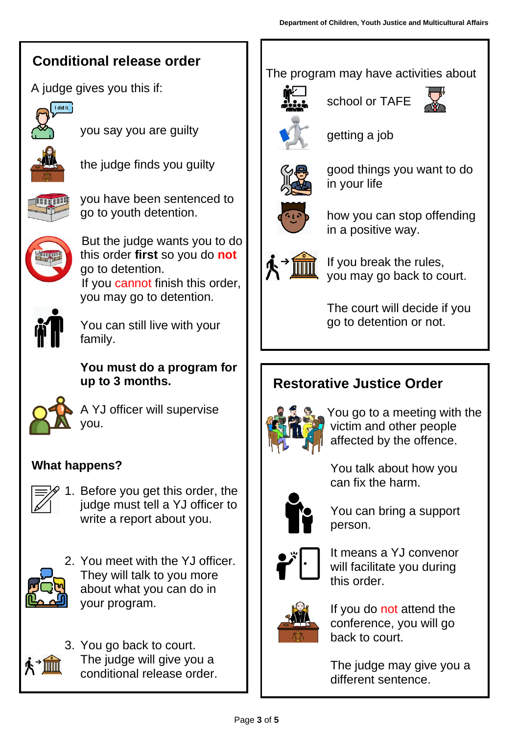## Conditional release order

A judge gives you this if:

you say you are guilty

the judge finds you guilty

you have been sentenced to go to youth detention.

But the judge wants you to do this order **first** so you do **not** go to detention.
If you cannot finish this order, you may go to detention.

You can still live with your family.

**You must do a program for up to 3 months.**

A YJ officer will supervise you.

### What happens?

1. Before you get this order, the judge must tell a YJ officer to write a report about you.
2. You meet with the YJ officer. They will talk to you more about what you can do in your program.
3. You go back to court. The judge will give you a conditional release order.

The program may have activities about

school or TAFE

getting a job

good things you want to do in your life

how you can stop offending in a positive way.

If you break the rules, you may go back to court.

The court will decide if you go to detention or not.

## Restorative Justice Order

You go to a meeting with the victim and other people affected by the offence.

You talk about how you can fix the harm.

You can bring a support person.

It means a YJ convenor will facilitate you during this order.

If you do not attend the conference, you will go back to court.

The judge may give you a different sentence.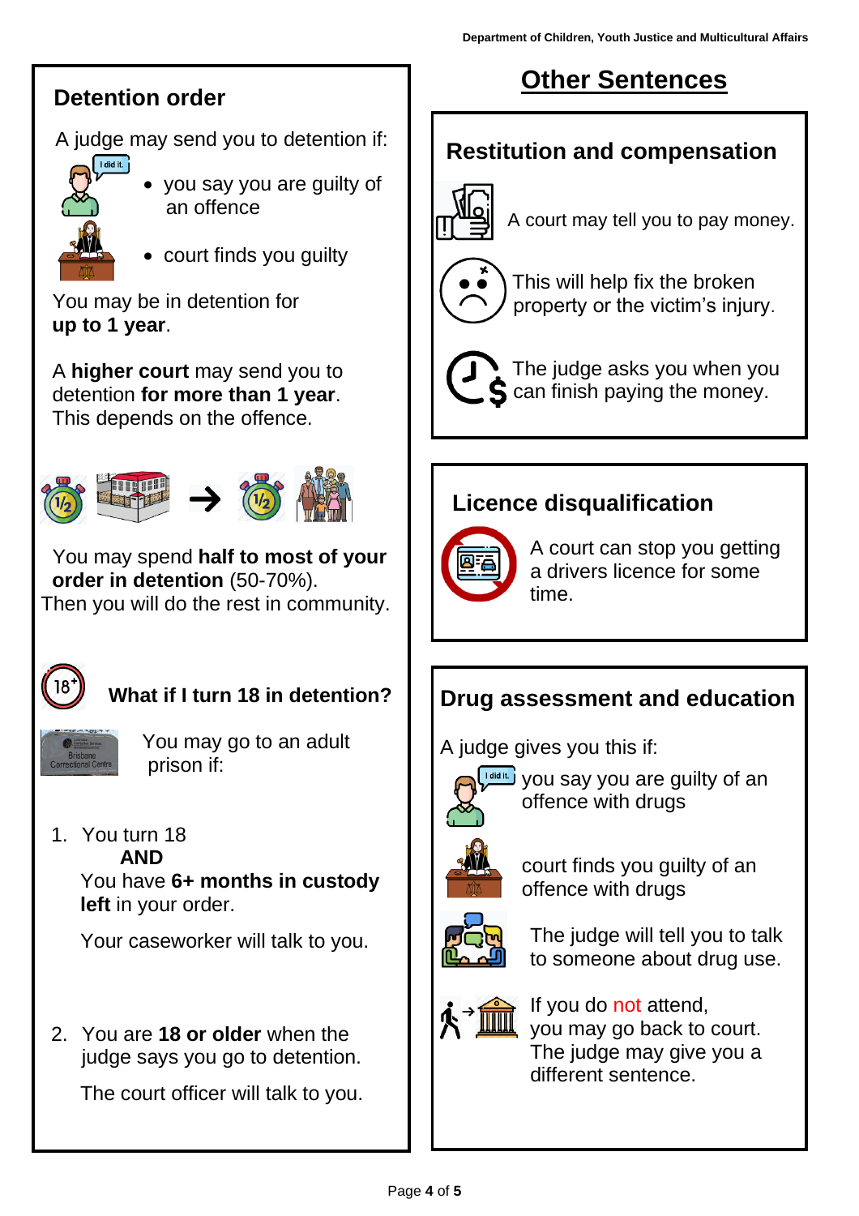## Detention order

A judge may send you to detention if:

- you say you are guilty of an offence
- court finds you guilty

You may be in detention for **up to 1 year**.

A **higher court** may send you to detention **for more than 1 year**. This depends on the offence.

You may spend **half to most of your order in detention** (50-70%). Then you will do the rest in community.

### What if I turn 18 in detention?

You may go to an adult prison if:

1. You turn 18
   **AND**
   You have **6+ months in custody left** in your order.

   Your caseworker will talk to you.

2. You are **18 or older** when the judge says you go to detention.

   The court officer will talk to you.

# Other Sentences

## Restitution and compensation

A court may tell you to pay money.

This will help fix the broken property or the victim's injury.

The judge asks you when you can finish paying the money.

## Licence disqualification

A court can stop you getting a drivers licence for some time.

## Drug assessment and education

A judge gives you this if:

- you say you are guilty of an offence with drugs
- court finds you guilty of an offence with drugs

The judge will tell you to talk to someone about drug use.

If you do not attend, you may go back to court. The judge may give you a different sentence.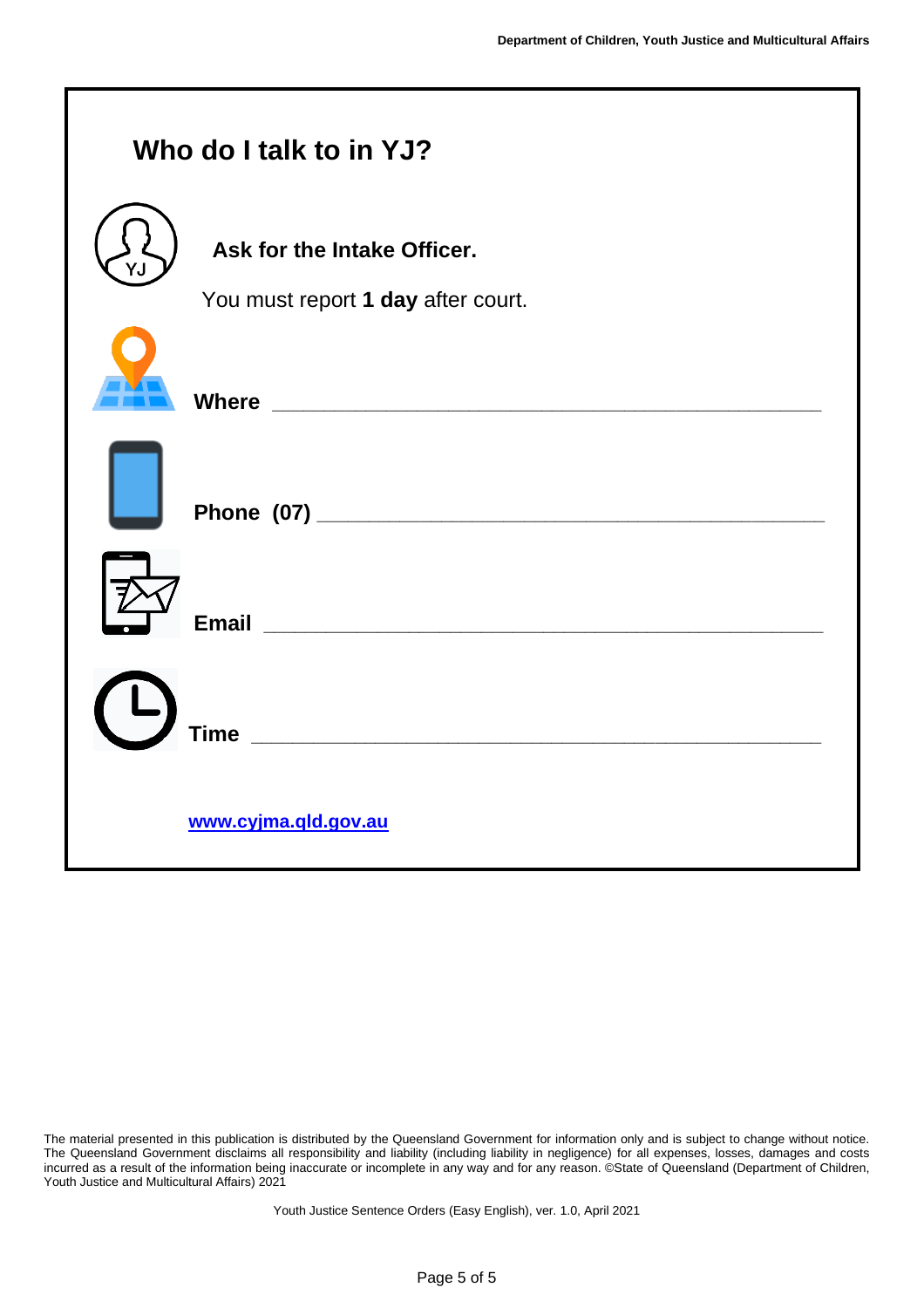## Who do I talk to in YJ?

**Ask for the Intake Officer.**

You must report **1 day** after court.

**Where** ______________________________________________

**Phone (07)** __________________________________________

**Email** ______________________________________________

**Time** _______________________________________________

www.cyjma.qld.gov.au

The material presented in this publication is distributed by the Queensland Government for information only and is subject to change without notice. The Queensland Government disclaims all responsibility and liability (including liability in negligence) for all expenses, losses, damages and costs incurred as a result of the information being inaccurate or incomplete in any way and for any reason. ©State of Queensland (Department of Children, Youth Justice and Multicultural Affairs) 2021

Youth Justice Sentence Orders (Easy English), ver. 1.0, April 2021